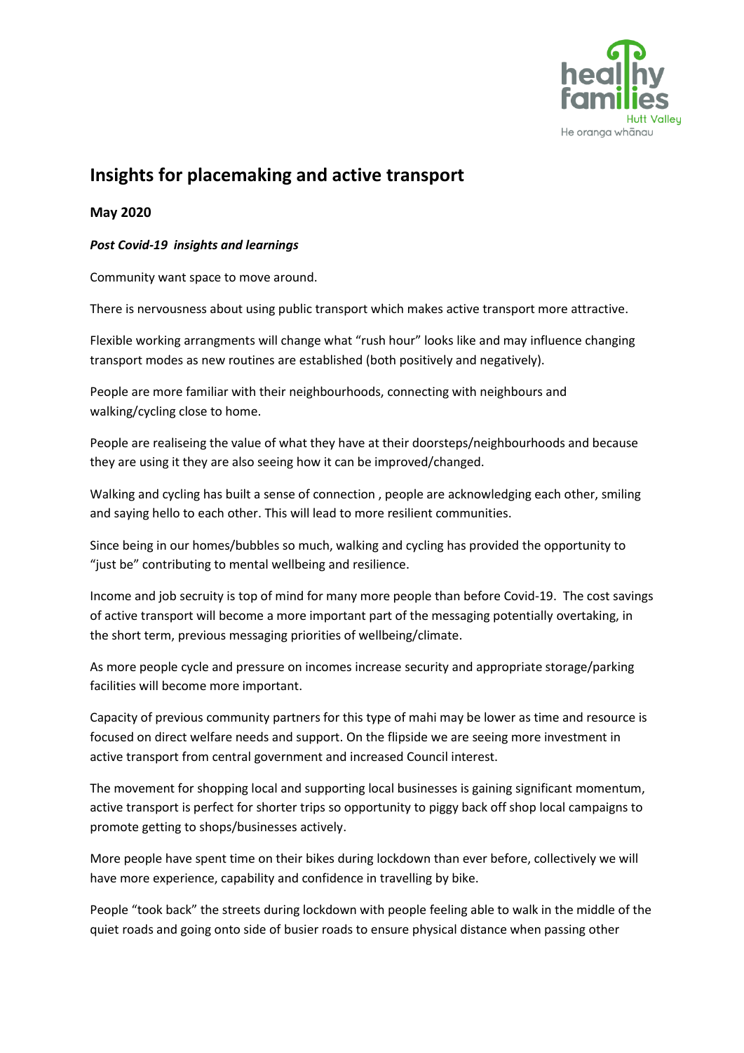# Insights for placemaking and active transport

**May 2020**

***Post Covid-19  insights and learnings***

Community want space to move around.

There is nervousness about using public transport which makes active transport more attractive.

Flexible working arrangments will change what "rush hour" looks like and may influence changing transport modes as new routines are established (both positively and negatively).

People are more familiar with their neighbourhoods, connecting with neighbours and walking/cycling close to home.

People are realiseing the value of what they have at their doorsteps/neighbourhoods and because they are using it they are also seeing how it can be improved/changed.

Walking and cycling has built a sense of connection , people are acknowledging each other, smiling and saying hello to each other. This will lead to more resilient communities.

Since being in our homes/bubbles so much, walking and cycling has provided the opportunity to "just be" contributing to mental wellbeing and resilience.

Income and job secruity is top of mind for many more people than before Covid-19.  The cost savings of active transport will become a more important part of the messaging potentially overtaking, in the short term, previous messaging priorities of wellbeing/climate.

As more people cycle and pressure on incomes increase security and appropriate storage/parking facilities will become more important.

Capacity of previous community partners for this type of mahi may be lower as time and resource is focused on direct welfare needs and support. On the flipside we are seeing more investment in active transport from central government and increased Council interest.

The movement for shopping local and supporting local businesses is gaining significant momentum, active transport is perfect for shorter trips so opportunity to piggy back off shop local campaigns to promote getting to shops/businesses actively.

More people have spent time on their bikes during lockdown than ever before, collectively we will have more experience, capability and confidence in travelling by bike.

People "took back" the streets during lockdown with people feeling able to walk in the middle of the quiet roads and going onto side of busier roads to ensure physical distance when passing other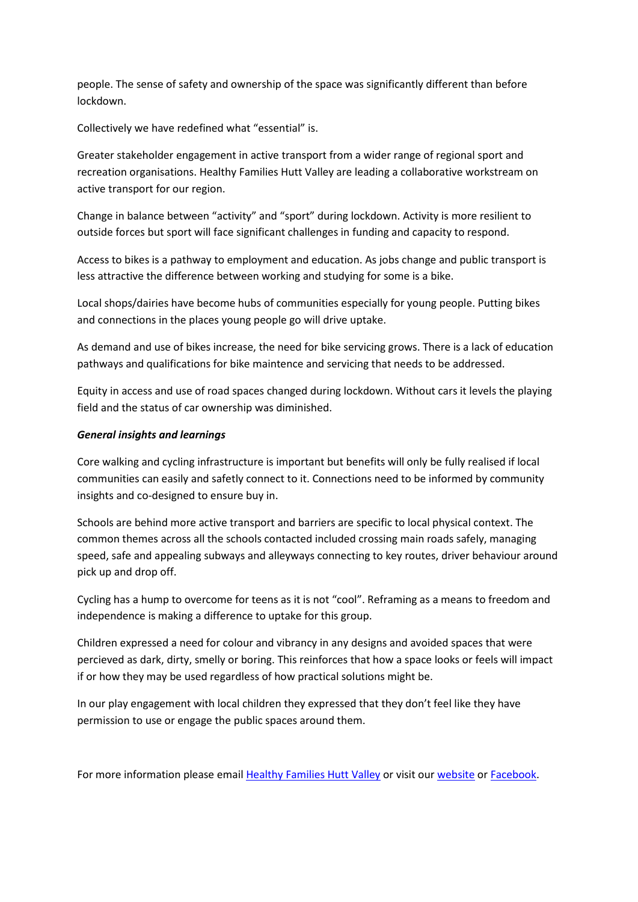people. The sense of safety and ownership of the space was significantly different than before lockdown.

Collectively we have redefined what "essential" is.

Greater stakeholder engagement in active transport from a wider range of regional sport and recreation organisations. Healthy Families Hutt Valley are leading a collaborative workstream on active transport for our region.

Change in balance between "activity" and "sport" during lockdown. Activity is more resilient to outside forces but sport will face significant challenges in funding and capacity to respond.

Access to bikes is a pathway to employment and education. As jobs change and public transport is less attractive the difference between working and studying for some is a bike.

Local shops/dairies have become hubs of communities especially for young people. Putting bikes and connections in the places young people go will drive uptake.

As demand and use of bikes increase, the need for bike servicing grows. There is a lack of education pathways and qualifications for bike maintence and servicing that needs to be addressed.

Equity in access and use of road spaces changed during lockdown. Without cars it levels the playing field and the status of car ownership was diminished.

***General insights and learnings***

Core walking and cycling infrastructure is important but benefits will only be fully realised if local communities can easily and safetly connect to it. Connections need to be informed by community insights and co-designed to ensure buy in.

Schools are behind more active transport and barriers are specific to local physical context. The common themes across all the schools contacted included crossing main roads safely, managing speed, safe and appealing subways and alleyways connecting to key routes, driver behaviour around pick up and drop off.

Cycling has a hump to overcome for teens as it is not "cool". Reframing as a means to freedom and independence is making a difference to uptake for this group.

Children expressed a need for colour and vibrancy in any designs and avoided spaces that were percieved as dark, dirty, smelly or boring. This reinforces that how a space looks or feels will impact if or how they may be used regardless of how practical solutions might be.

In our play engagement with local children they expressed that they don't feel like they have permission to use or engage the public spaces around them.

For more information please email [Healthy Families Hutt Valley]() or visit our [website]() or [Facebook]().